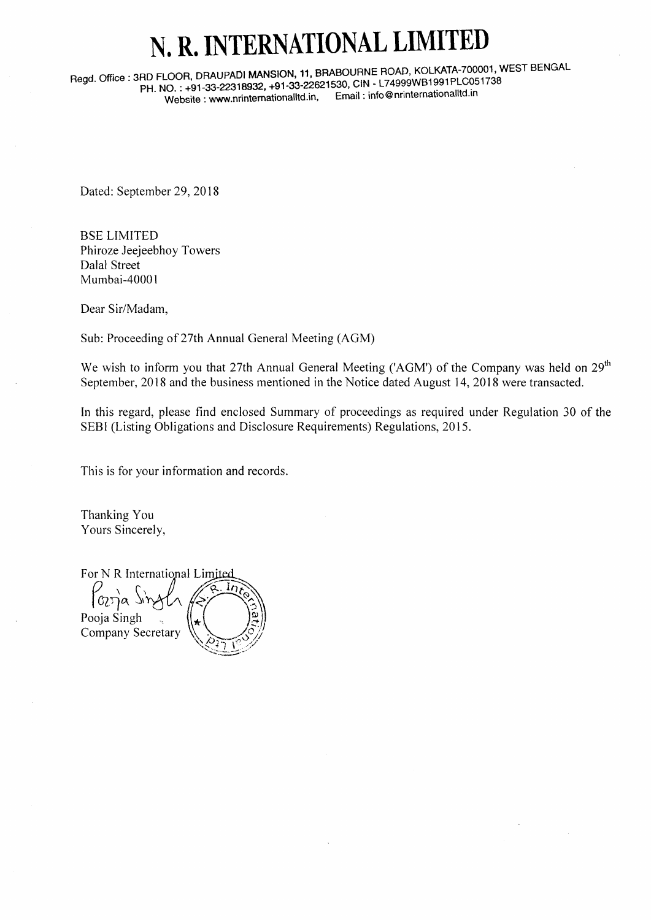# N. R. INTERNATIONAL LIMITED

Regd. Office : 3RD FLOOR, DRAUPADI MANSION, 11, BRABOURNE ROAD, KOLKATA-700001, WEST BENGAL
PH. NO. : +91-33-22318932, +91-33-22621530, CIN - L74999WB1991PLC051738
Website : www.nrinternationalltd.in, Email : info@nrinternationalltd.in

Dated: September 29, 2018

BSE LIMITED
Phiroze Jeejeebhoy Towers
Dalal Street
Mumbai-40001

Dear Sir/Madam,

Sub: Proceeding of 27th Annual General Meeting (AGM)

We wish to inform you that 27th Annual General Meeting ('AGM') of the Company was held on 29th September, 2018 and the business mentioned in the Notice dated August 14, 2018 were transacted.

In this regard, please find enclosed Summary of proceedings as required under Regulation 30 of the SEBI (Listing Obligations and Disclosure Requirements) Regulations, 2015.

This is for your information and records.

Thanking You
Yours Sincerely,

For N R International Limited

Pooja Singh
Company Secretary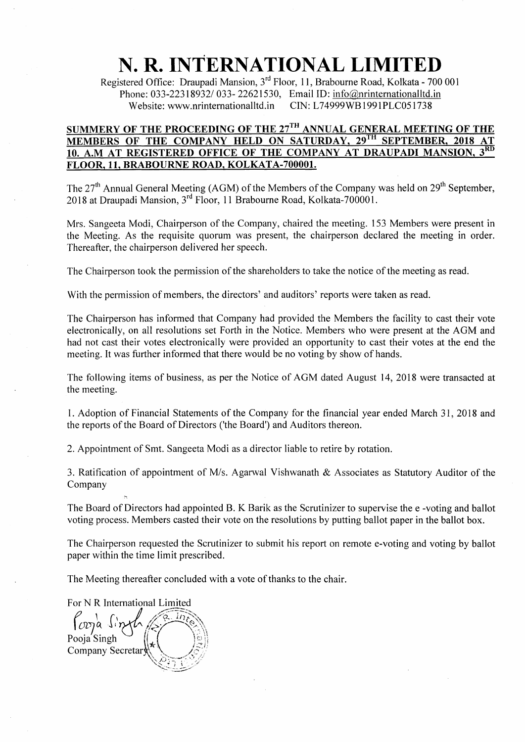# N. R. INTERNATIONAL LIMITED

Registered Office: Draupadi Mansion, 3rd Floor, 11, Brabourne Road, Kolkata - 700 001
Phone: 033-22318932/ 033- 22621530, Email ID: info@nrinternationalltd.in
Website: www.nrinternationalltd.in CIN: L74999WB1991PLC051738

## SUMMERY OF THE PROCEEDING OF THE 27TH ANNUAL GENERAL MEETING OF THE MEMBERS OF THE COMPANY HELD ON SATURDAY, 29TH SEPTEMBER, 2018 AT 10. A.M AT REGISTERED OFFICE OF THE COMPANY AT DRAUPADI MANSION, 3RD FLOOR, 11, BRABOURNE ROAD, KOLKATA-700001.

The 27th Annual General Meeting (AGM) of the Members of the Company was held on 29th September, 2018 at Draupadi Mansion, 3rd Floor, 11 Brabourne Road, Kolkata-700001.

Mrs. Sangeeta Modi, Chairperson of the Company, chaired the meeting. 153 Members were present in the Meeting. As the requisite quorum was present, the chairperson declared the meeting in order. Thereafter, the chairperson delivered her speech.

The Chairperson took the permission of the shareholders to take the notice of the meeting as read.

With the permission of members, the directors' and auditors' reports were taken as read.

The Chairperson has informed that Company had provided the Members the facility to cast their vote electronically, on all resolutions set Forth in the Notice. Members who were present at the AGM and had not cast their votes electronically were provided an opportunity to cast their votes at the end the meeting. It was further informed that there would be no voting by show of hands.

The following items of business, as per the Notice of AGM dated August 14, 2018 were transacted at the meeting.

1. Adoption of Financial Statements of the Company for the financial year ended March 31, 2018 and the reports of the Board of Directors ('the Board') and Auditors thereon.

2. Appointment of Smt. Sangeeta Modi as a director liable to retire by rotation.

3. Ratification of appointment of M/s. Agarwal Vishwanath & Associates as Statutory Auditor of the Company

The Board of Directors had appointed B. K Barik as the Scrutinizer to supervise the e -voting and ballot voting process. Members casted their vote on the resolutions by putting ballot paper in the ballot box.

The Chairperson requested the Scrutinizer to submit his report on remote e-voting and voting by ballot paper within the time limit prescribed.

The Meeting thereafter concluded with a vote of thanks to the chair.

For N R International Limited

Pooja Singh
Company Secretary